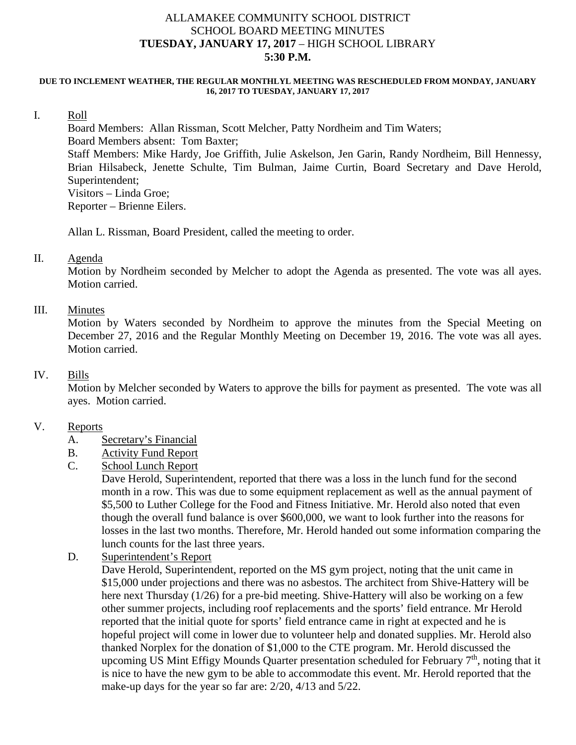# ALLAMAKEE COMMUNITY SCHOOL DISTRICT
## SCHOOL BOARD MEETING MINUTES
## TUESDAY, JANUARY 17, 2017 – HIGH SCHOOL LIBRARY
## 5:30 P.M.

**DUE TO INCLEMENT WEATHER, THE REGULAR MONTHLYL MEETING WAS RESCHEDULED FROM MONDAY, JANUARY 16, 2017 TO TUESDAY, JANUARY 17, 2017**

I. Roll

Board Members: Allan Rissman, Scott Melcher, Patty Nordheim and Tim Waters;
Board Members absent: Tom Baxter;
Staff Members: Mike Hardy, Joe Griffith, Julie Askelson, Jen Garin, Randy Nordheim, Bill Hennessy, Brian Hilsabeck, Jenette Schulte, Tim Bulman, Jaime Curtin, Board Secretary and Dave Herold, Superintendent;
Visitors – Linda Groe;
Reporter – Brienne Eilers.

Allan L. Rissman, Board President, called the meeting to order.

II. Agenda

Motion by Nordheim seconded by Melcher to adopt the Agenda as presented. The vote was all ayes. Motion carried.

III. Minutes

Motion by Waters seconded by Nordheim to approve the minutes from the Special Meeting on December 27, 2016 and the Regular Monthly Meeting on December 19, 2016. The vote was all ayes. Motion carried.

IV. Bills

Motion by Melcher seconded by Waters to approve the bills for payment as presented. The vote was all ayes. Motion carried.

V. Reports

A. Secretary's Financial

B. Activity Fund Report

C. School Lunch Report

Dave Herold, Superintendent, reported that there was a loss in the lunch fund for the second month in a row. This was due to some equipment replacement as well as the annual payment of $5,500 to Luther College for the Food and Fitness Initiative. Mr. Herold also noted that even though the overall fund balance is over $600,000, we want to look further into the reasons for losses in the last two months. Therefore, Mr. Herold handed out some information comparing the lunch counts for the last three years.

D. Superintendent's Report

Dave Herold, Superintendent, reported on the MS gym project, noting that the unit came in $15,000 under projections and there was no asbestos. The architect from Shive-Hattery will be here next Thursday (1/26) for a pre-bid meeting. Shive-Hattery will also be working on a few other summer projects, including roof replacements and the sports' field entrance. Mr Herold reported that the initial quote for sports' field entrance came in right at expected and he is hopeful project will come in lower due to volunteer help and donated supplies. Mr. Herold also thanked Norplex for the donation of $1,000 to the CTE program. Mr. Herold discussed the upcoming US Mint Effigy Mounds Quarter presentation scheduled for February 7th, noting that it is nice to have the new gym to be able to accommodate this event. Mr. Herold reported that the make-up days for the year so far are: 2/20, 4/13 and 5/22.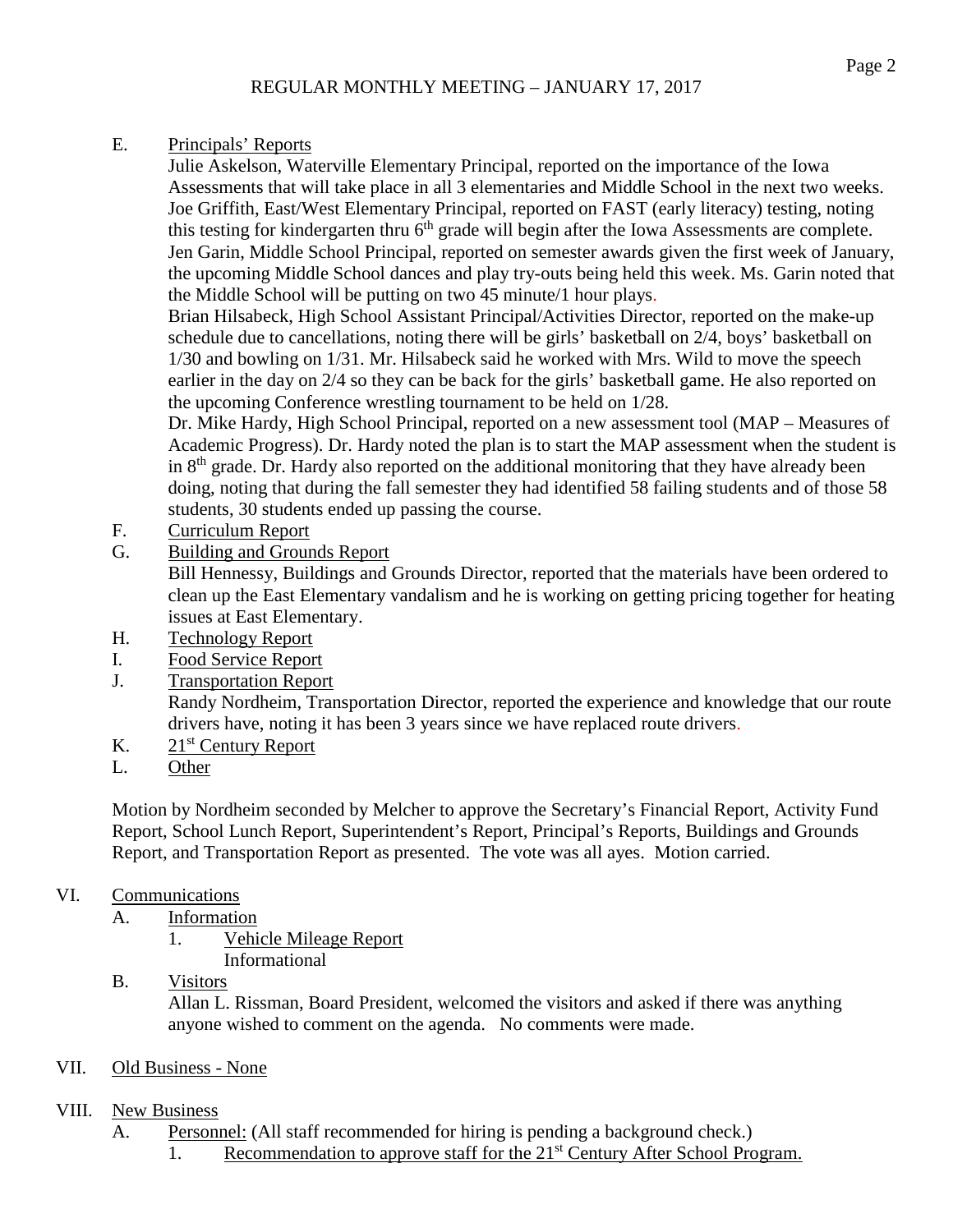E. <u>Principals' Reports</u>

Julie Askelson, Waterville Elementary Principal, reported on the importance of the Iowa Assessments that will take place in all 3 elementaries and Middle School in the next two weeks. Joe Griffith, East/West Elementary Principal, reported on FAST (early literacy) testing, noting this testing for kindergarten thru 6th grade will begin after the Iowa Assessments are complete. Jen Garin, Middle School Principal, reported on semester awards given the first week of January, the upcoming Middle School dances and play try-outs being held this week. Ms. Garin noted that the Middle School will be putting on two 45 minute/1 hour plays.

Brian Hilsabeck, High School Assistant Principal/Activities Director, reported on the make-up schedule due to cancellations, noting there will be girls' basketball on 2/4, boys' basketball on 1/30 and bowling on 1/31. Mr. Hilsabeck said he worked with Mrs. Wild to move the speech earlier in the day on 2/4 so they can be back for the girls' basketball game. He also reported on the upcoming Conference wrestling tournament to be held on 1/28.

Dr. Mike Hardy, High School Principal, reported on a new assessment tool (MAP – Measures of Academic Progress). Dr. Hardy noted the plan is to start the MAP assessment when the student is in 8th grade. Dr. Hardy also reported on the additional monitoring that they have already been doing, noting that during the fall semester they had identified 58 failing students and of those 58 students, 30 students ended up passing the course.

F. <u>Curriculum Report</u>

G. <u>Building and Grounds Report</u>

Bill Hennessy, Buildings and Grounds Director, reported that the materials have been ordered to clean up the East Elementary vandalism and he is working on getting pricing together for heating issues at East Elementary.

H. <u>Technology Report</u>

I. <u>Food Service Report</u>

J. <u>Transportation Report</u>

Randy Nordheim, Transportation Director, reported the experience and knowledge that our route drivers have, noting it has been 3 years since we have replaced route drivers.

K. <u>21st Century Report</u>

L. <u>Other</u>

Motion by Nordheim seconded by Melcher to approve the Secretary's Financial Report, Activity Fund Report, School Lunch Report, Superintendent's Report, Principal's Reports, Buildings and Grounds Report, and Transportation Report as presented. The vote was all ayes. Motion carried.

VI. <u>Communications</u>

A. <u>Information</u>

1. <u>Vehicle Mileage Report</u>

   Informational

B. <u>Visitors</u>

Allan L. Rissman, Board President, welcomed the visitors and asked if there was anything anyone wished to comment on the agenda. No comments were made.

VII. <u>Old Business - None</u>

VIII. <u>New Business</u>

A. <u>Personnel:</u> (All staff recommended for hiring is pending a background check.)

1. <u>Recommendation to approve staff for the 21st Century After School Program.</u>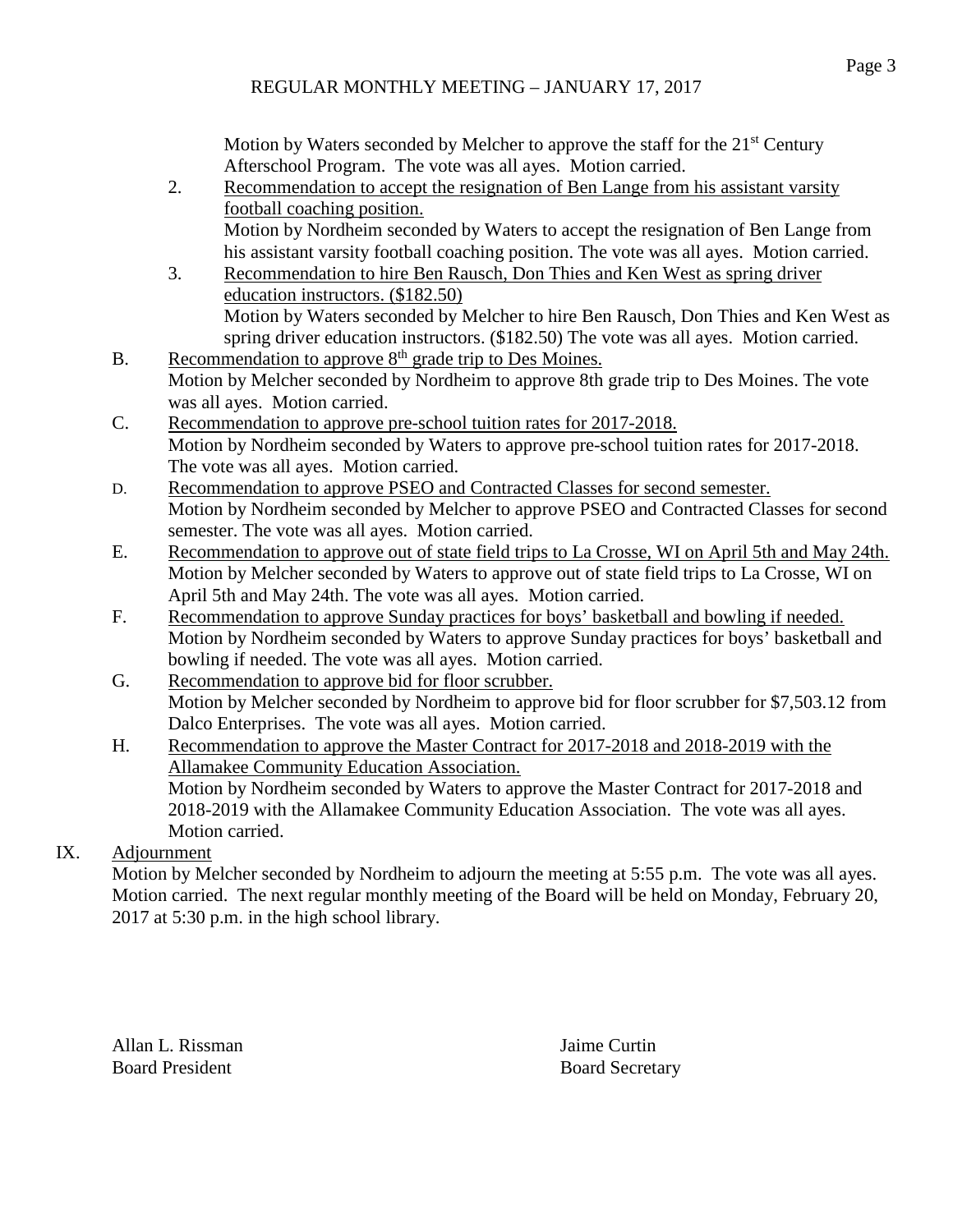Motion by Waters seconded by Melcher to approve the staff for the 21st Century Afterschool Program. The vote was all ayes. Motion carried.

2. Recommendation to accept the resignation of Ben Lange from his assistant varsity football coaching position.
   Motion by Nordheim seconded by Waters to accept the resignation of Ben Lange from his assistant varsity football coaching position. The vote was all ayes. Motion carried.
3. Recommendation to hire Ben Rausch, Don Thies and Ken West as spring driver education instructors. ($182.50)
   Motion by Waters seconded by Melcher to hire Ben Rausch, Don Thies and Ken West as spring driver education instructors. ($182.50) The vote was all ayes. Motion carried.

B. Recommendation to approve 8th grade trip to Des Moines.
   Motion by Melcher seconded by Nordheim to approve 8th grade trip to Des Moines. The vote was all ayes. Motion carried.

C. Recommendation to approve pre-school tuition rates for 2017-2018.
   Motion by Nordheim seconded by Waters to approve pre-school tuition rates for 2017-2018. The vote was all ayes. Motion carried.

D. Recommendation to approve PSEO and Contracted Classes for second semester.
   Motion by Nordheim seconded by Melcher to approve PSEO and Contracted Classes for second semester. The vote was all ayes. Motion carried.

E. Recommendation to approve out of state field trips to La Crosse, WI on April 5th and May 24th.
   Motion by Melcher seconded by Waters to approve out of state field trips to La Crosse, WI on April 5th and May 24th. The vote was all ayes. Motion carried.

F. Recommendation to approve Sunday practices for boys' basketball and bowling if needed.
   Motion by Nordheim seconded by Waters to approve Sunday practices for boys' basketball and bowling if needed. The vote was all ayes. Motion carried.

G. Recommendation to approve bid for floor scrubber.
   Motion by Melcher seconded by Nordheim to approve bid for floor scrubber for $7,503.12 from Dalco Enterprises. The vote was all ayes. Motion carried.

H. Recommendation to approve the Master Contract for 2017-2018 and 2018-2019 with the Allamakee Community Education Association.
   Motion by Nordheim seconded by Waters to approve the Master Contract for 2017-2018 and 2018-2019 with the Allamakee Community Education Association. The vote was all ayes. Motion carried.

IX. Adjournment

Motion by Melcher seconded by Nordheim to adjourn the meeting at 5:55 p.m. The vote was all ayes. Motion carried. The next regular monthly meeting of the Board will be held on Monday, February 20, 2017 at 5:30 p.m. in the high school library.

Allan L. Rissman
Board President

Jaime Curtin
Board Secretary